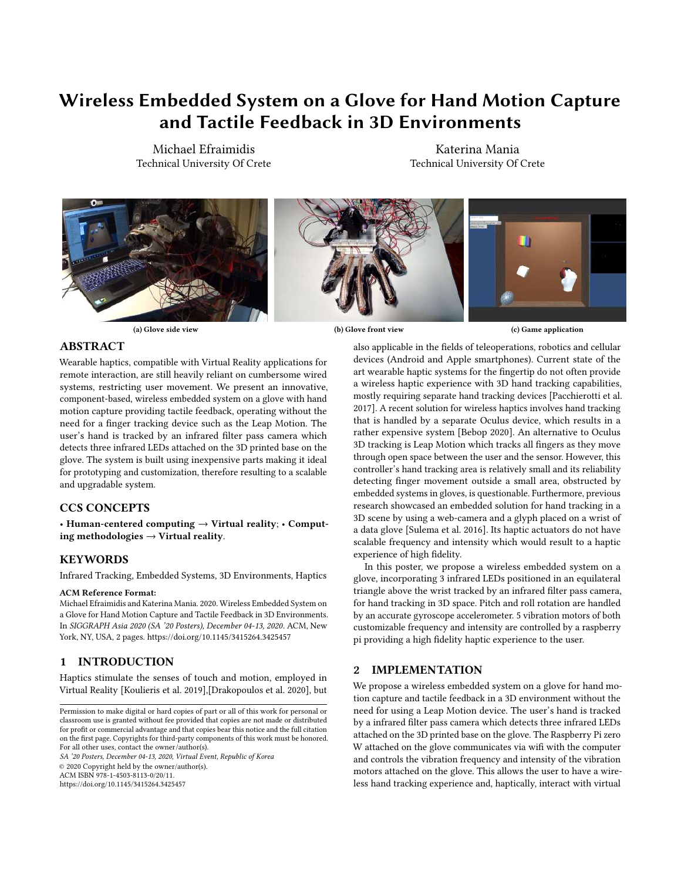# Wireless Embedded System on a Glove for Hand Motion Capture and Tactile Feedback in 3D Environments

Michael Efraimidis
Technical University Of Crete

Katerina Mania
Technical University Of Crete

(a) Glove side view

(b) Glove front view

(c) Game application

## ABSTRACT

Wearable haptics, compatible with Virtual Reality applications for remote interaction, are still heavily reliant on cumbersome wired systems, restricting user movement. We present an innovative, component-based, wireless embedded system on a glove with hand motion capture providing tactile feedback, operating without the need for a finger tracking device such as the Leap Motion. The user's hand is tracked by an infrared filter pass camera which detects three infrared LEDs attached on the 3D printed base on the glove. The system is built using inexpensive parts making it ideal for prototyping and customization, therefore resulting to a scalable and upgradable system.

## CCS CONCEPTS

• **Human-centered computing → Virtual reality**; • **Computing methodologies → Virtual reality**.

## KEYWORDS

Infrared Tracking, Embedded Systems, 3D Environments, Haptics

**ACM Reference Format:**
Michael Efraimidis and Katerina Mania. 2020. Wireless Embedded System on a Glove for Hand Motion Capture and Tactile Feedback in 3D Environments. In *SIGGRAPH Asia 2020 (SA '20 Posters), December 04-13, 2020*. ACM, New York, NY, USA, 2 pages. https://doi.org/10.1145/3415264.3425457

## 1 INTRODUCTION

Haptics stimulate the senses of touch and motion, employed in Virtual Reality [Koulieris et al. 2019],[Drakopoulos et al. 2020], but also applicable in the fields of teleoperations, robotics and cellular devices (Android and Apple smartphones). Current state of the art wearable haptic systems for the fingertip do not often provide a wireless haptic experience with 3D hand tracking capabilities, mostly requiring separate hand tracking devices [Pacchierotti et al. 2017]. A recent solution for wireless haptics involves hand tracking that is handled by a separate Oculus device, which results in a rather expensive system [Bebop 2020]. An alternative to Oculus 3D tracking is Leap Motion which tracks all fingers as they move through open space between the user and the sensor. However, this controller's hand tracking area is relatively small and its reliability detecting finger movement outside a small area, obstructed by embedded systems in gloves, is questionable. Furthermore, previous research showcased an embedded solution for hand tracking in a 3D scene by using a web-camera and a glyph placed on a wrist of a data glove [Sulema et al. 2016]. Its haptic actuators do not have scalable frequency and intensity which would result to a haptic experience of high fidelity.

In this poster, we propose a wireless embedded system on a glove, incorporating 3 infrared LEDs positioned in an equilateral triangle above the wrist tracked by an infrared filter pass camera, for hand tracking in 3D space. Pitch and roll rotation are handled by an accurate gyroscope accelerometer. 5 vibration motors of both customizable frequency and intensity are controlled by a raspberry pi providing a high fidelity haptic experience to the user.

## 2 IMPLEMENTATION

We propose a wireless embedded system on a glove for hand motion capture and tactile feedback in a 3D environment without the need for using a Leap Motion device. The user's hand is tracked by a infrared filter pass camera which detects three infrared LEDs attached on the 3D printed base on the glove. The Raspberry Pi zero W attached on the glove communicates via wifi with the computer and controls the vibration frequency and intensity of the vibration motors attached on the glove. This allows the user to have a wireless hand tracking experience and, haptically, interact with virtual

Permission to make digital or hard copies of part or all of this work for personal or classroom use is granted without fee provided that copies are not made or distributed for profit or commercial advantage and that copies bear this notice and the full citation on the first page. Copyrights for third-party components of this work must be honored. For all other uses, contact the owner/author(s).
*SA '20 Posters, December 04-13, 2020, Virtual Event, Republic of Korea*
© 2020 Copyright held by the owner/author(s).
ACM ISBN 978-1-4503-8113-0/20/11.
https://doi.org/10.1145/3415264.3425457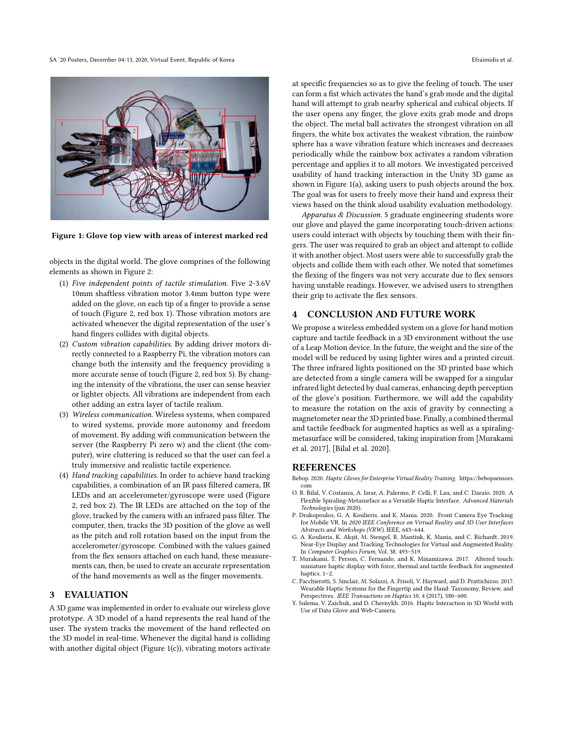Figure 1: Glove top view with areas of interest marked red

objects in the digital world. The glove comprises of the following elements as shown in Figure 2:

(1) *Five independent points of tactile stimulation*. Five 2-3.6V 10mm shaftless vibration motor 3.4mm button type were added on the glove, on each tip of a finger to provide a sense of touch (Figure 2, red box 1). Those vibration motors are activated whenever the digital representation of the user's hand fingers collides with digital objects.
(2) *Custom vibration capabilities*. By adding driver motors directly connected to a Raspberry Pi, the vibration motors can change both the intensity and the frequency providing a more accurate sense of touch (Figure 2, red box 5). By changing the intensity of the vibrations, the user can sense heavier or lighter objects. All vibrations are independent from each other adding an extra layer of tactile realism.
(3) *Wireless communication*. Wireless systems, when compared to wired systems, provide more autonomy and freedom of movement. By adding wifi communication between the server (the Raspberry Pi zero w) and the client (the computer), wire cluttering is reduced so that the user can feel a truly immersive and realistic tactile experience.
(4) *Hand tracking capabilities*. In order to achieve hand tracking capabilities, a combination of an IR pass filtered camera, IR LEDs and an accelerometer/gyroscope were used (Figure 2, red box 2). The IR LEDs are attached on the top of the glove, tracked by the camera with an infrared pass filter. The computer, then, tracks the 3D position of the glove as well as the pitch and roll rotation based on the input from the accelerometer/gyroscope. Combined with the values gained from the flex sensors attached on each hand, these measurements can, then, be used to create an accurate representation of the hand movements as well as the finger movements.

## 3 EVALUATION

A 3D game was implemented in order to evaluate our wireless glove prototype. A 3D model of a hand represents the real hand of the user. The system tracks the movement of the hand reflected on the 3D model in real-time. Whenever the digital hand is colliding with another digital object (Figure 1(c)), vibrating motors activate at specific frequencies so as to give the feeling of touch. The user can form a fist which activates the hand's grab mode and the digital hand will attempt to grab nearby spherical and cubical objects. If the user opens any finger, the glove exits grab mode and drops the object. The metal ball activates the strongest vibration on all fingers, the white box activates the weakest vibration, the rainbow sphere has a wave vibration feature which increases and decreases periodically while the rainbow box activates a random vibration percentage and applies it to all motors. We investigated perceived usability of hand tracking interaction in the Unity 3D game as shown in Figure 1(a), asking users to push objects around the box. The goal was for users to freely move their hand and express their views based on the think aloud usability evaluation methodology.

*Apparatus & Discussion*. 5 graduate engineering students wore our glove and played the game incorporating touch-driven actions: users could interact with objects by touching them with their fingers. The user was required to grab an object and attempt to collide it with another object. Most users were able to successfully grab the objects and collide them with each other. We noted that sometimes the flexing of the fingers was not very accurate due to flex sensors having unstable readings. However, we advised users to strengthen their grip to activate the flex sensors.

## 4 CONCLUSION AND FUTURE WORK

We propose a wireless embedded system on a glove for hand motion capture and tactile feedback in a 3D environment without the use of a Leap Motion device. In the future, the weight and the size of the model will be reduced by using lighter wires and a printed circuit. The three infrared lights positioned on the 3D printed base which are detected from a single camera will be swapped for a singular infrared light detected by dual cameras, enhancing depth perception of the glove's position. Furthermore, we will add the capability to measure the rotation on the axis of gravity by connecting a magnetometer near the 3D printed base. Finally, a combined thermal and tactile feedback for augmented haptics as well as a spiraling-metasurface will be considered, taking inspiration from [Murakami et al. 2017], [Bilal et al. 2020].

## REFERENCES

Bebop. 2020. *Haptic Gloves for Enterprise Virtual Reality Training*. https://bebopsensors.com

O. R. Bilal, V. Costanza, A. Israr, A. Palermo, P. Celli, F. Lau, and C. Daraio. 2020. A Flexible Spiraling-Metasurface as a Versatile Haptic Interface. *Advanced Materials Technologies* (jun 2020).

P. Drakopoulos, G. A. Koulieris, and K. Mania. 2020. Front Camera Eye Tracking for Mobile VR. In *2020 IEEE Conference on Virtual Reality and 3D User Interfaces Abstracts and Workshops (VRW)*. IEEE, 643–644.

G. A. Koulieris, K. Akşit, M. Stengel, R. Mantiuk, K. Mania, and C. Richardt. 2019. Near-Eye Display and Tracking Technologies for Virtual and Augmented Reality. In *Computer Graphics Forum*, Vol. 38. 493–519.

T. Murakami, T. Person, C. Fernando, and K. Minamizawa. 2017. Altered touch: miniature haptic display with force, thermal and tactile feedback for augmented haptics. 1–2.

C. Pacchierotti, S. Sinclair, M. Solazzi, A. Frisoli, V. Hayward, and D. Prattichizzo. 2017. Wearable Haptic Systems for the Fingertip and the Hand: Taxonomy, Review, and Perspectives. *IEEE Transactions on Haptics* 10, 4 (2017), 580–600.

Y. Sulema, V. Zaichuk, and D. Chernykh. 2016. Haptic Interaction in 3D World with Use of Data Glove and Web-Camera.